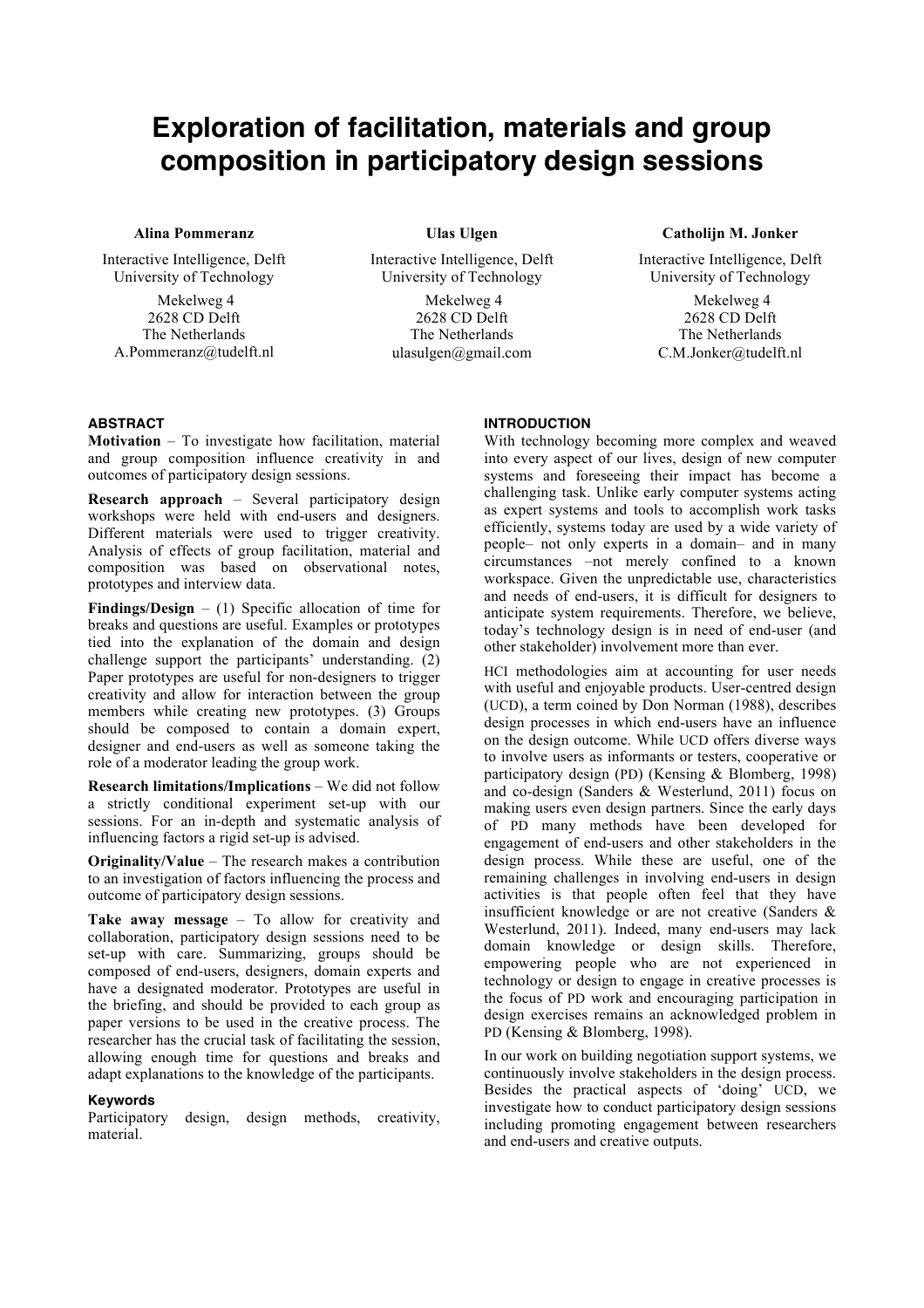# Exploration of facilitation, materials and group composition in participatory design sessions

**Alina Pommeranz**
Interactive Intelligence, Delft University of Technology
Mekelweg 4
2628 CD Delft
The Netherlands
A.Pommeranz@tudelft.nl

**Ulas Ulgen**
Interactive Intelligence, Delft University of Technology
Mekelweg 4
2628 CD Delft
The Netherlands
ulasulgen@gmail.com

**Catholijn M. Jonker**
Interactive Intelligence, Delft University of Technology
Mekelweg 4
2628 CD Delft
The Netherlands
C.M.Jonker@tudelft.nl

## ABSTRACT

**Motivation** – To investigate how facilitation, material and group composition influence creativity in and outcomes of participatory design sessions.

**Research approach** – Several participatory design workshops were held with end-users and designers. Different materials were used to trigger creativity. Analysis of effects of group facilitation, material and composition was based on observational notes, prototypes and interview data.

**Findings/Design** – (1) Specific allocation of time for breaks and questions are useful. Examples or prototypes tied into the explanation of the domain and design challenge support the participants' understanding. (2) Paper prototypes are useful for non-designers to trigger creativity and allow for interaction between the group members while creating new prototypes. (3) Groups should be composed to contain a domain expert, designer and end-users as well as someone taking the role of a moderator leading the group work.

**Research limitations/Implications** – We did not follow a strictly conditional experiment set-up with our sessions. For an in-depth and systematic analysis of influencing factors a rigid set-up is advised.

**Originality/Value** – The research makes a contribution to an investigation of factors influencing the process and outcome of participatory design sessions.

**Take away message** – To allow for creativity and collaboration, participatory design sessions need to be set-up with care. Summarizing, groups should be composed of end-users, designers, domain experts and have a designated moderator. Prototypes are useful in the briefing, and should be provided to each group as paper versions to be used in the creative process. The researcher has the crucial task of facilitating the session, allowing enough time for questions and breaks and adapt explanations to the knowledge of the participants.

### Keywords

Participatory design, design methods, creativity, material.

## INTRODUCTION

With technology becoming more complex and weaved into every aspect of our lives, design of new computer systems and foreseeing their impact has become a challenging task. Unlike early computer systems acting as expert systems and tools to accomplish work tasks efficiently, systems today are used by a wide variety of people– not only experts in a domain– and in many circumstances –not merely confined to a known workspace. Given the unpredictable use, characteristics and needs of end-users, it is difficult for designers to anticipate system requirements. Therefore, we believe, today's technology design is in need of end-user (and other stakeholder) involvement more than ever.

HCI methodologies aim at accounting for user needs with useful and enjoyable products. User-centred design (UCD), a term coined by Don Norman (1988), describes design processes in which end-users have an influence on the design outcome. While UCD offers diverse ways to involve users as informants or testers, cooperative or participatory design (PD) (Kensing & Blomberg, 1998) and co-design (Sanders & Westerlund, 2011) focus on making users even design partners. Since the early days of PD many methods have been developed for engagement of end-users and other stakeholders in the design process. While these are useful, one of the remaining challenges in involving end-users in design activities is that people often feel that they have insufficient knowledge or are not creative (Sanders & Westerlund, 2011). Indeed, many end-users may lack domain knowledge or design skills. Therefore, empowering people who are not experienced in technology or design to engage in creative processes is the focus of PD work and encouraging participation in design exercises remains an acknowledged problem in PD (Kensing & Blomberg, 1998).

In our work on building negotiation support systems, we continuously involve stakeholders in the design process. Besides the practical aspects of 'doing' UCD, we investigate how to conduct participatory design sessions including promoting engagement between researchers and end-users and creative outputs.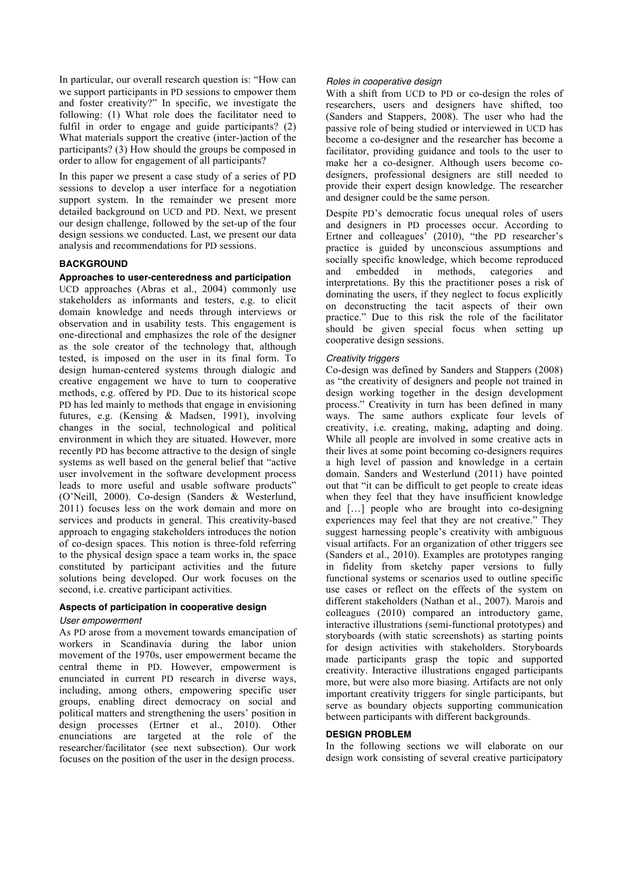In particular, our overall research question is: "How can we support participants in PD sessions to empower them and foster creativity?" In specific, we investigate the following: (1) What role does the facilitator need to fulfil in order to engage and guide participants? (2) What materials support the creative (inter-)action of the participants? (3) How should the groups be composed in order to allow for engagement of all participants?

In this paper we present a case study of a series of PD sessions to develop a user interface for a negotiation support system. In the remainder we present more detailed background on UCD and PD. Next, we present our design challenge, followed by the set-up of the four design sessions we conducted. Last, we present our data analysis and recommendations for PD sessions.

## BACKGROUND

### Approaches to user-centeredness and participation

UCD approaches (Abras et al., 2004) commonly use stakeholders as informants and testers, e.g. to elicit domain knowledge and needs through interviews or observation and in usability tests. This engagement is one-directional and emphasizes the role of the designer as the sole creator of the technology that, although tested, is imposed on the user in its final form. To design human-centered systems through dialogic and creative engagement we have to turn to cooperative methods, e.g. offered by PD. Due to its historical scope PD has led mainly to methods that engage in envisioning futures, e.g. (Kensing & Madsen, 1991), involving changes in the social, technological and political environment in which they are situated. However, more recently PD has become attractive to the design of single systems as well based on the general belief that "active user involvement in the software development process leads to more useful and usable software products" (O'Neill, 2000). Co-design (Sanders & Westerlund, 2011) focuses less on the work domain and more on services and products in general. This creativity-based approach to engaging stakeholders introduces the notion of co-design spaces. This notion is three-fold referring to the physical design space a team works in, the space constituted by participant activities and the future solutions being developed. Our work focuses on the second, i.e. creative participant activities.

### Aspects of participation in cooperative design

#### *User empowerment*

As PD arose from a movement towards emancipation of workers in Scandinavia during the labor union movement of the 1970s, user empowerment became the central theme in PD. However, empowerment is enunciated in current PD research in diverse ways, including, among others, empowering specific user groups, enabling direct democracy on social and political matters and strengthening the users' position in design processes (Ertner et al., 2010). Other enunciations are targeted at the role of the researcher/facilitator (see next subsection). Our work focuses on the position of the user in the design process.

#### *Roles in cooperative design*

With a shift from UCD to PD or co-design the roles of researchers, users and designers have shifted, too (Sanders and Stappers, 2008). The user who had the passive role of being studied or interviewed in UCD has become a co-designer and the researcher has become a facilitator, providing guidance and tools to the user to make her a co-designer. Although users become co-designers, professional designers are still needed to provide their expert design knowledge. The researcher and designer could be the same person.

Despite PD's democratic focus unequal roles of users and designers in PD processes occur. According to Ertner and colleagues' (2010), "the PD researcher's practice is guided by unconscious assumptions and socially specific knowledge, which become reproduced and embedded in methods, categories and interpretations. By this the practitioner poses a risk of dominating the users, if they neglect to focus explicitly on deconstructing the tacit aspects of their own practice." Due to this risk the role of the facilitator should be given special focus when setting up cooperative design sessions.

#### *Creativity triggers*

Co-design was defined by Sanders and Stappers (2008) as "the creativity of designers and people not trained in design working together in the design development process." Creativity in turn has been defined in many ways. The same authors explicate four levels of creativity, i.e. creating, making, adapting and doing. While all people are involved in some creative acts in their lives at some point becoming co-designers requires a high level of passion and knowledge in a certain domain. Sanders and Westerlund (2011) have pointed out that "it can be difficult to get people to create ideas when they feel that they have insufficient knowledge and […] people who are brought into co-designing experiences may feel that they are not creative." They suggest harnessing people's creativity with ambiguous visual artifacts. For an organization of other triggers see (Sanders et al., 2010). Examples are prototypes ranging in fidelity from sketchy paper versions to fully functional systems or scenarios used to outline specific use cases or reflect on the effects of the system on different stakeholders (Nathan et al., 2007). Marois and colleagues (2010) compared an introductory game, interactive illustrations (semi-functional prototypes) and storyboards (with static screenshots) as starting points for design activities with stakeholders. Storyboards made participants grasp the topic and supported creativity. Interactive illustrations engaged participants more, but were also more biasing. Artifacts are not only important creativity triggers for single participants, but serve as boundary objects supporting communication between participants with different backgrounds.

## DESIGN PROBLEM

In the following sections we will elaborate on our design work consisting of several creative participatory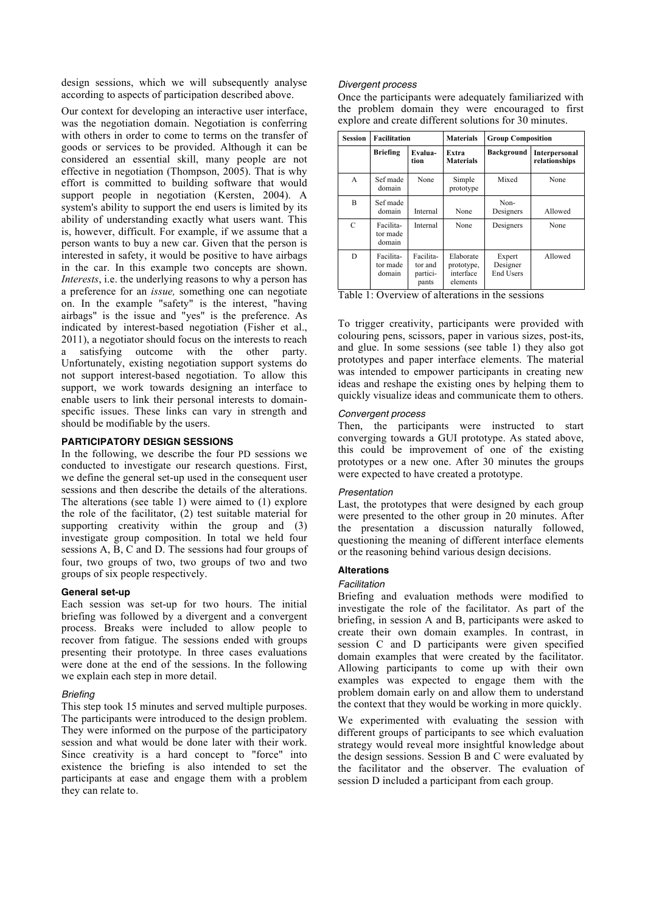design sessions, which we will subsequently analyse according to aspects of participation described above.

Our context for developing an interactive user interface, was the negotiation domain. Negotiation is conferring with others in order to come to terms on the transfer of goods or services to be provided. Although it can be considered an essential skill, many people are not effective in negotiation (Thompson, 2005). That is why effort is committed to building software that would support people in negotiation (Kersten, 2004). A system's ability to support the end users is limited by its ability of understanding exactly what users want. This is, however, difficult. For example, if we assume that a person wants to buy a new car. Given that the person is interested in safety, it would be positive to have airbags in the car. In this example two concepts are shown. *Interests*, i.e. the underlying reasons to why a person has a preference for an *issue,* something one can negotiate on. In the example "safety" is the interest, "having airbags" is the issue and "yes" is the preference. As indicated by interest-based negotiation (Fisher et al., 2011), a negotiator should focus on the interests to reach a satisfying outcome with the other party. Unfortunately, existing negotiation support systems do not support interest-based negotiation. To allow this support, we work towards designing an interface to enable users to link their personal interests to domain-specific issues. These links can vary in strength and should be modifiable by the users.

## PARTICIPATORY DESIGN SESSIONS

In the following, we describe the four PD sessions we conducted to investigate our research questions. First, we define the general set-up used in the consequent user sessions and then describe the details of the alterations. The alterations (see table 1) were aimed to (1) explore the role of the facilitator, (2) test suitable material for supporting creativity within the group and (3) investigate group composition. In total we held four sessions A, B, C and D. The sessions had four groups of four, two groups of two, two groups of two and two groups of six people respectively.

### General set-up

Each session was set-up for two hours. The initial briefing was followed by a divergent and a convergent process. Breaks were included to allow people to recover from fatigue. The sessions ended with groups presenting their prototype. In three cases evaluations were done at the end of the sessions. In the following we explain each step in more detail.

#### *Briefing*

This step took 15 minutes and served multiple purposes. The participants were introduced to the design problem. They were informed on the purpose of the participatory session and what would be done later with their work. Since creativity is a hard concept to "force" into existence the briefing is also intended to set the participants at ease and engage them with a problem they can relate to.

#### *Divergent process*

Once the participants were adequately familiarized with the problem domain they were encouraged to first explore and create different solutions for 30 minutes.

| Session | Facilitation | | Materials | Group Composition | |
|---|---|---|---|---|---|
| | Briefing | Evaluation | Extra Materials | Background | Interpersonal relationships |
| A | Sef made domain | None | Simple prototype | Mixed | None |
| B | Sef made domain | Internal | None | Non-Designers | Allowed |
| C | Facilitator made domain | Internal | None | Designers | None |
| D | Facilitator made domain | Facilitator and participants | Elaborate prototype, interface elements | Expert Designer End Users | Allowed |

Table 1: Overview of alterations in the sessions

To trigger creativity, participants were provided with colouring pens, scissors, paper in various sizes, post-its, and glue. In some sessions (see table 1) they also got prototypes and paper interface elements. The material was intended to empower participants in creating new ideas and reshape the existing ones by helping them to quickly visualize ideas and communicate them to others.

#### *Convergent process*

Then, the participants were instructed to start converging towards a GUI prototype. As stated above, this could be improvement of one of the existing prototypes or a new one. After 30 minutes the groups were expected to have created a prototype.

#### *Presentation*

Last, the prototypes that were designed by each group were presented to the other group in 20 minutes. After the presentation a discussion naturally followed, questioning the meaning of different interface elements or the reasoning behind various design decisions.

### Alterations

#### *Facilitation*

Briefing and evaluation methods were modified to investigate the role of the facilitator. As part of the briefing, in session A and B, participants were asked to create their own domain examples. In contrast, in session C and D participants were given specified domain examples that were created by the facilitator. Allowing participants to come up with their own examples was expected to engage them with the problem domain early on and allow them to understand the context that they would be working in more quickly.

We experimented with evaluating the session with different groups of participants to see which evaluation strategy would reveal more insightful knowledge about the design sessions. Session B and C were evaluated by the facilitator and the observer. The evaluation of session D included a participant from each group.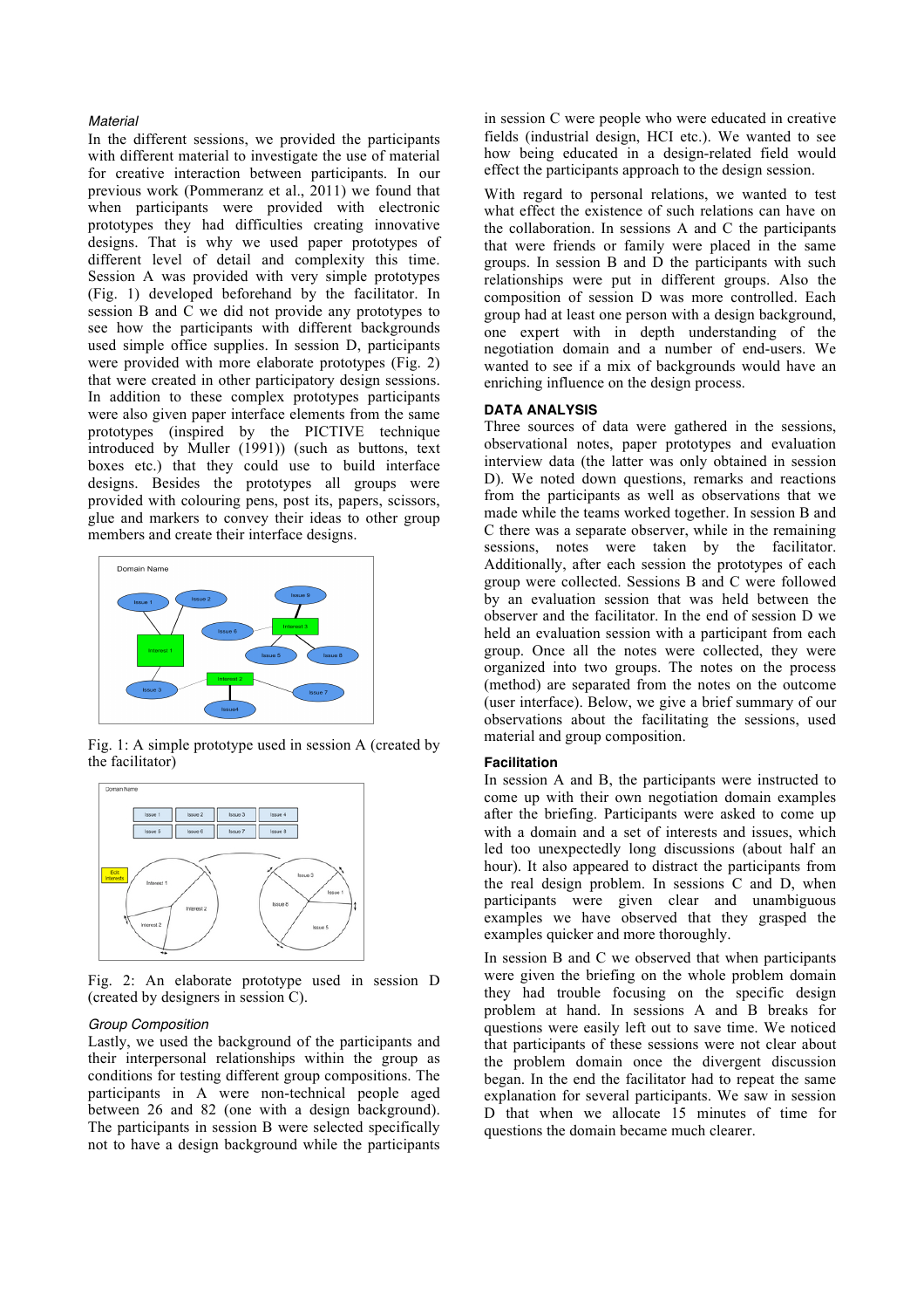### *Material*

In the different sessions, we provided the participants with different material to investigate the use of material for creative interaction between participants. In our previous work (Pommeranz et al., 2011) we found that when participants were provided with electronic prototypes they had difficulties creating innovative designs. That is why we used paper prototypes of different level of detail and complexity this time. Session A was provided with very simple prototypes (Fig. 1) developed beforehand by the facilitator. In session B and C we did not provide any prototypes to see how the participants with different backgrounds used simple office supplies. In session D, participants were provided with more elaborate prototypes (Fig. 2) that were created in other participatory design sessions. In addition to these complex prototypes participants were also given paper interface elements from the same prototypes (inspired by the PICTIVE technique introduced by Muller (1991)) (such as buttons, text boxes etc.) that they could use to build interface designs. Besides the prototypes all groups were provided with colouring pens, post its, papers, scissors, glue and markers to convey their ideas to other group members and create their interface designs.

Domain Name

Issue 1

Issue 2

Issue 9

Issue 6

Interest 3

Interest 1

Issue 5

Issue 8

Interest 2

Issue 3

Issue 7

Issue4

Fig. 1: A simple prototype used in session A (created by the facilitator)

Domain Name

Issue 1

Issue 2

Issue 3

Issue 4

Issue 5

Issue 6

Issue 7

Issue 8

Edit Interests

Interest 1

Interest 2

Interest 2

Issue 3

Issue 1

Issue 6

Issue 5

Fig. 2: An elaborate prototype used in session D (created by designers in session C).

### *Group Composition*

Lastly, we used the background of the participants and their interpersonal relationships within the group as conditions for testing different group compositions. The participants in A were non-technical people aged between 26 and 82 (one with a design background). The participants in session B were selected specifically not to have a design background while the participants in session C were people who were educated in creative fields (industrial design, HCI etc.). We wanted to see how being educated in a design-related field would effect the participants approach to the design session.

With regard to personal relations, we wanted to test what effect the existence of such relations can have on the collaboration. In sessions A and C the participants that were friends or family were placed in the same groups. In session B and D the participants with such relationships were put in different groups. Also the composition of session D was more controlled. Each group had at least one person with a design background, one expert with in depth understanding of the negotiation domain and a number of end-users. We wanted to see if a mix of backgrounds would have an enriching influence on the design process.

## DATA ANALYSIS

Three sources of data were gathered in the sessions, observational notes, paper prototypes and evaluation interview data (the latter was only obtained in session D). We noted down questions, remarks and reactions from the participants as well as observations that we made while the teams worked together. In session B and C there was a separate observer, while in the remaining sessions, notes were taken by the facilitator. Additionally, after each session the prototypes of each group were collected. Sessions B and C were followed by an evaluation session that was held between the observer and the facilitator. In the end of session D we held an evaluation session with a participant from each group. Once all the notes were collected, they were organized into two groups. The notes on the process (method) are separated from the notes on the outcome (user interface). Below, we give a brief summary of our observations about the facilitating the sessions, used material and group composition.

### Facilitation

In session A and B, the participants were instructed to come up with their own negotiation domain examples after the briefing. Participants were asked to come up with a domain and a set of interests and issues, which led too unexpectedly long discussions (about half an hour). It also appeared to distract the participants from the real design problem. In sessions C and D, when participants were given clear and unambiguous examples we have observed that they grasped the examples quicker and more thoroughly.

In session B and C we observed that when participants were given the briefing on the whole problem domain they had trouble focusing on the specific design problem at hand. In sessions A and B breaks for questions were easily left out to save time. We noticed that participants of these sessions were not clear about the problem domain once the divergent discussion began. In the end the facilitator had to repeat the same explanation for several participants. We saw in session D that when we allocate 15 minutes of time for questions the domain became much clearer.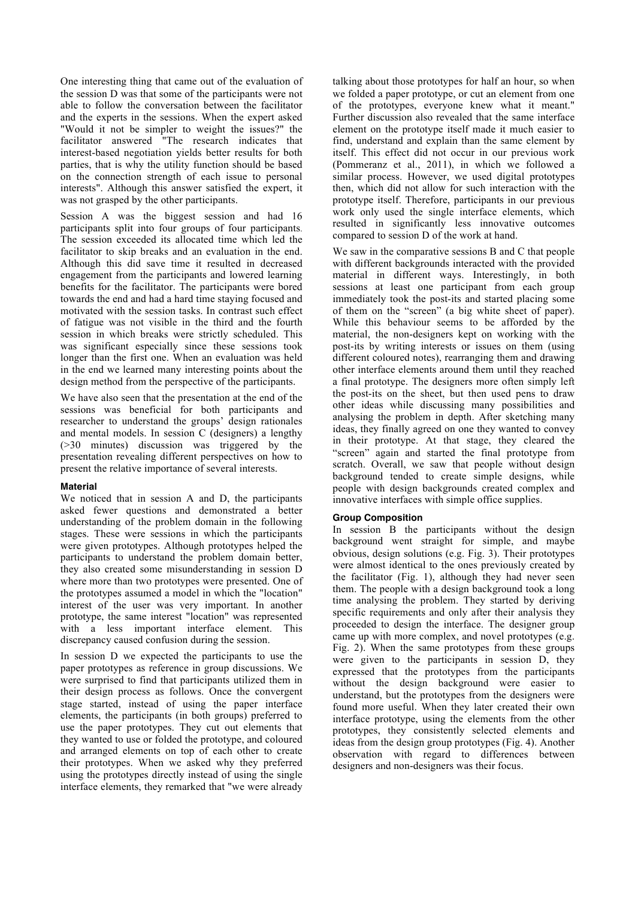One interesting thing that came out of the evaluation of the session D was that some of the participants were not able to follow the conversation between the facilitator and the experts in the sessions. When the expert asked "Would it not be simpler to weight the issues?" the facilitator answered "The research indicates that interest-based negotiation yields better results for both parties, that is why the utility function should be based on the connection strength of each issue to personal interests". Although this answer satisfied the expert, it was not grasped by the other participants.

Session A was the biggest session and had 16 participants split into four groups of four participants. The session exceeded its allocated time which led the facilitator to skip breaks and an evaluation in the end. Although this did save time it resulted in decreased engagement from the participants and lowered learning benefits for the facilitator. The participants were bored towards the end and had a hard time staying focused and motivated with the session tasks. In contrast such effect of fatigue was not visible in the third and the fourth session in which breaks were strictly scheduled. This was significant especially since these sessions took longer than the first one. When an evaluation was held in the end we learned many interesting points about the design method from the perspective of the participants.

We have also seen that the presentation at the end of the sessions was beneficial for both participants and researcher to understand the groups' design rationales and mental models. In session C (designers) a lengthy (>30 minutes) discussion was triggered by the presentation revealing different perspectives on how to present the relative importance of several interests.

#### Material

We noticed that in session A and D, the participants asked fewer questions and demonstrated a better understanding of the problem domain in the following stages. These were sessions in which the participants were given prototypes. Although prototypes helped the participants to understand the problem domain better, they also created some misunderstanding in session D where more than two prototypes were presented. One of the prototypes assumed a model in which the "location" interest of the user was very important. In another prototype, the same interest "location" was represented with a less important interface element. This discrepancy caused confusion during the session.

In session D we expected the participants to use the paper prototypes as reference in group discussions. We were surprised to find that participants utilized them in their design process as follows. Once the convergent stage started, instead of using the paper interface elements, the participants (in both groups) preferred to use the paper prototypes. They cut out elements that they wanted to use or folded the prototype, and coloured and arranged elements on top of each other to create their prototypes. When we asked why they preferred using the prototypes directly instead of using the single interface elements, they remarked that "we were already talking about those prototypes for half an hour, so when we folded a paper prototype, or cut an element from one of the prototypes, everyone knew what it meant." Further discussion also revealed that the same interface element on the prototype itself made it much easier to find, understand and explain than the same element by itself. This effect did not occur in our previous work (Pommeranz et al., 2011), in which we followed a similar process. However, we used digital prototypes then, which did not allow for such interaction with the prototype itself. Therefore, participants in our previous work only used the single interface elements, which resulted in significantly less innovative outcomes compared to session D of the work at hand.

We saw in the comparative sessions B and C that people with different backgrounds interacted with the provided material in different ways. Interestingly, in both sessions at least one participant from each group immediately took the post-its and started placing some of them on the "screen" (a big white sheet of paper). While this behaviour seems to be afforded by the material, the non-designers kept on working with the post-its by writing interests or issues on them (using different coloured notes), rearranging them and drawing other interface elements around them until they reached a final prototype. The designers more often simply left the post-its on the sheet, but then used pens to draw other ideas while discussing many possibilities and analysing the problem in depth. After sketching many ideas, they finally agreed on one they wanted to convey in their prototype. At that stage, they cleared the "screen" again and started the final prototype from scratch. Overall, we saw that people without design background tended to create simple designs, while people with design backgrounds created complex and innovative interfaces with simple office supplies.

#### Group Composition

In session B the participants without the design background went straight for simple, and maybe obvious, design solutions (e.g. Fig. 3). Their prototypes were almost identical to the ones previously created by the facilitator (Fig. 1), although they had never seen them. The people with a design background took a long time analysing the problem. They started by deriving specific requirements and only after their analysis they proceeded to design the interface. The designer group came up with more complex, and novel prototypes (e.g. Fig. 2). When the same prototypes from these groups were given to the participants in session D, they expressed that the prototypes from the participants without the design background were easier to understand, but the prototypes from the designers were found more useful. When they later created their own interface prototype, using the elements from the other prototypes, they consistently selected elements and ideas from the design group prototypes (Fig. 4). Another observation with regard to differences between designers and non-designers was their focus.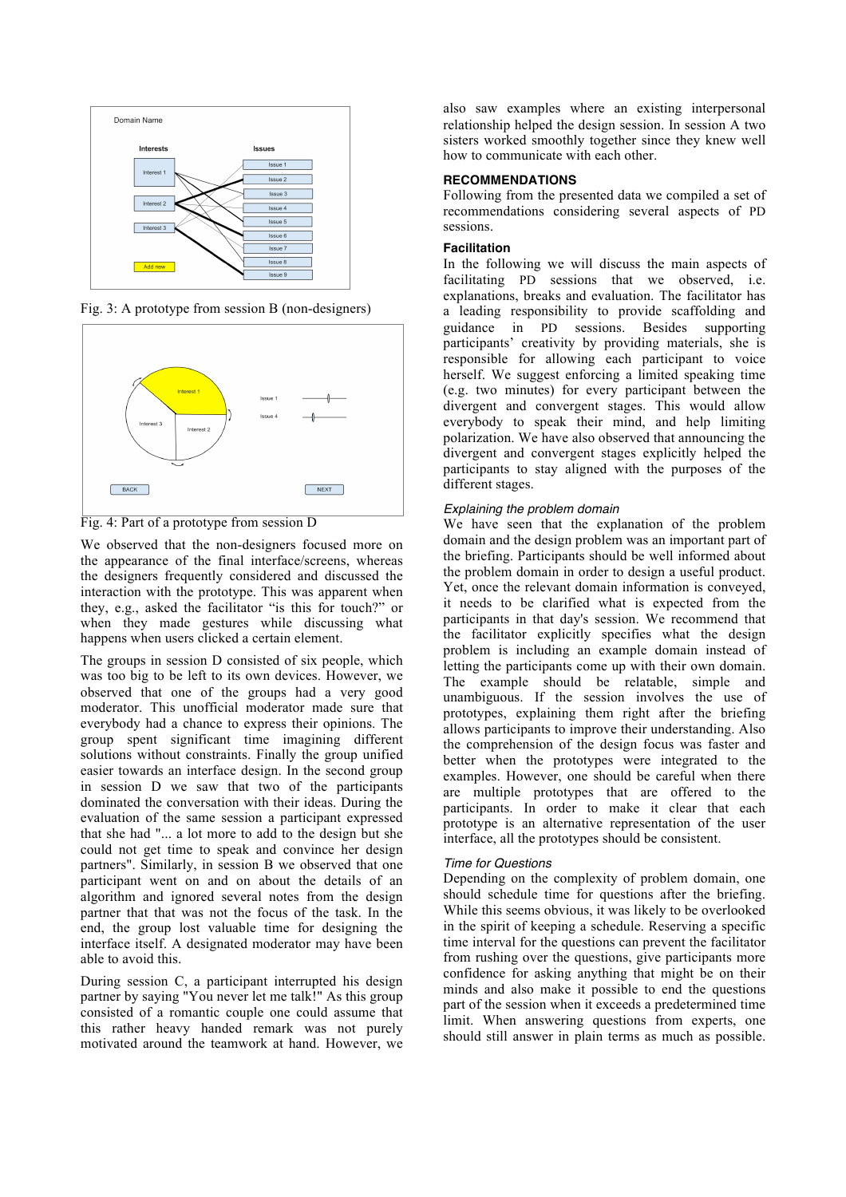Fig. 3: A prototype from session B (non-designers)

Fig. 4: Part of a prototype from session D

We observed that the non-designers focused more on the appearance of the final interface/screens, whereas the designers frequently considered and discussed the interaction with the prototype. This was apparent when they, e.g., asked the facilitator "is this for touch?" or when they made gestures while discussing what happens when users clicked a certain element.

The groups in session D consisted of six people, which was too big to be left to its own devices. However, we observed that one of the groups had a very good moderator. This unofficial moderator made sure that everybody had a chance to express their opinions. The group spent significant time imagining different solutions without constraints. Finally the group unified easier towards an interface design. In the second group in session D we saw that two of the participants dominated the conversation with their ideas. During the evaluation of the same session a participant expressed that she had "... a lot more to add to the design but she could not get time to speak and convince her design partners". Similarly, in session B we observed that one participant went on and on about the details of an algorithm and ignored several notes from the design partner that that was not the focus of the task. In the end, the group lost valuable time for designing the interface itself. A designated moderator may have been able to avoid this.

During session C, a participant interrupted his design partner by saying "You never let me talk!" As this group consisted of a romantic couple one could assume that this rather heavy handed remark was not purely motivated around the teamwork at hand. However, we also saw examples where an existing interpersonal relationship helped the design session. In session A two sisters worked smoothly together since they knew well how to communicate with each other.

## RECOMMENDATIONS

Following from the presented data we compiled a set of recommendations considering several aspects of PD sessions.

### Facilitation

In the following we will discuss the main aspects of facilitating PD sessions that we observed, i.e. explanations, breaks and evaluation. The facilitator has a leading responsibility to provide scaffolding and guidance in PD sessions. Besides supporting participants' creativity by providing materials, she is responsible for allowing each participant to voice herself. We suggest enforcing a limited speaking time (e.g. two minutes) for every participant between the divergent and convergent stages. This would allow everybody to speak their mind, and help limiting polarization. We have also observed that announcing the divergent and convergent stages explicitly helped the participants to stay aligned with the purposes of the different stages.

#### *Explaining the problem domain*

We have seen that the explanation of the problem domain and the design problem was an important part of the briefing. Participants should be well informed about the problem domain in order to design a useful product. Yet, once the relevant domain information is conveyed, it needs to be clarified what is expected from the participants in that day's session. We recommend that the facilitator explicitly specifies what the design problem is including an example domain instead of letting the participants come up with their own domain. The example should be relatable, simple and unambiguous. If the session involves the use of prototypes, explaining them right after the briefing allows participants to improve their understanding. Also the comprehension of the design focus was faster and better when the prototypes were integrated to the examples. However, one should be careful when there are multiple prototypes that are offered to the participants. In order to make it clear that each prototype is an alternative representation of the user interface, all the prototypes should be consistent.

#### *Time for Questions*

Depending on the complexity of problem domain, one should schedule time for questions after the briefing. While this seems obvious, it was likely to be overlooked in the spirit of keeping a schedule. Reserving a specific time interval for the questions can prevent the facilitator from rushing over the questions, give participants more confidence for asking anything that might be on their minds and also make it possible to end the questions part of the session when it exceeds a predetermined time limit. When answering questions from experts, one should still answer in plain terms as much as possible.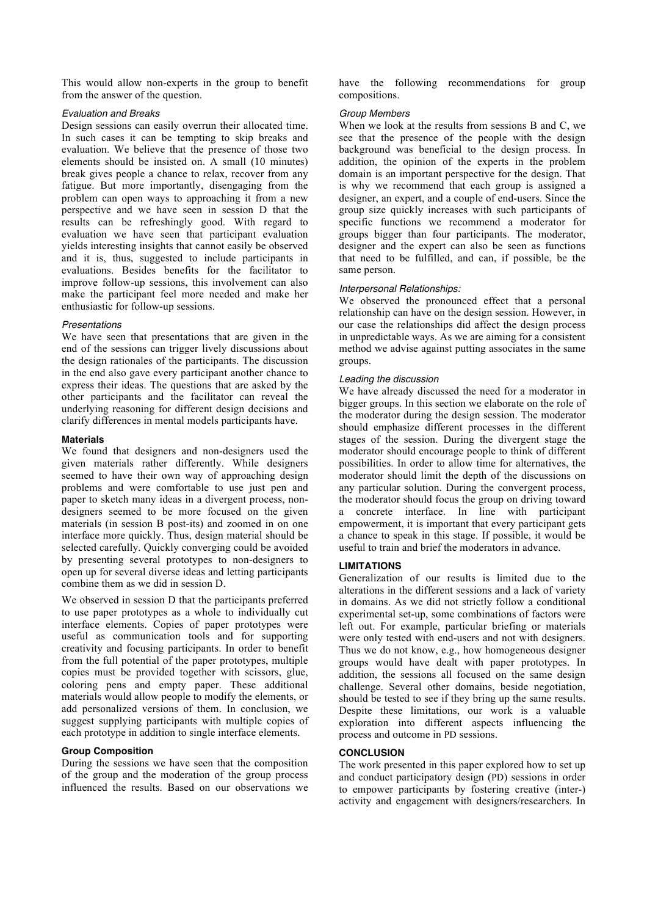This would allow non-experts in the group to benefit from the answer of the question.

#### *Evaluation and Breaks*

Design sessions can easily overrun their allocated time. In such cases it can be tempting to skip breaks and evaluation. We believe that the presence of those two elements should be insisted on. A small (10 minutes) break gives people a chance to relax, recover from any fatigue. But more importantly, disengaging from the problem can open ways to approaching it from a new perspective and we have seen in session D that the results can be refreshingly good. With regard to evaluation we have seen that participant evaluation yields interesting insights that cannot easily be observed and it is, thus, suggested to include participants in evaluations. Besides benefits for the facilitator to improve follow-up sessions, this involvement can also make the participant feel more needed and make her enthusiastic for follow-up sessions.

#### *Presentations*

We have seen that presentations that are given in the end of the sessions can trigger lively discussions about the design rationales of the participants. The discussion in the end also gave every participant another chance to express their ideas. The questions that are asked by the other participants and the facilitator can reveal the underlying reasoning for different design decisions and clarify differences in mental models participants have.

### Materials

We found that designers and non-designers used the given materials rather differently. While designers seemed to have their own way of approaching design problems and were comfortable to use just pen and paper to sketch many ideas in a divergent process, non-designers seemed to be more focused on the given materials (in session B post-its) and zoomed in on one interface more quickly. Thus, design material should be selected carefully. Quickly converging could be avoided by presenting several prototypes to non-designers to open up for several diverse ideas and letting participants combine them as we did in session D.

We observed in session D that the participants preferred to use paper prototypes as a whole to individually cut interface elements. Copies of paper prototypes were useful as communication tools and for supporting creativity and focusing participants. In order to benefit from the full potential of the paper prototypes, multiple copies must be provided together with scissors, glue, coloring pens and empty paper. These additional materials would allow people to modify the elements, or add personalized versions of them. In conclusion, we suggest supplying participants with multiple copies of each prototype in addition to single interface elements.

### Group Composition

During the sessions we have seen that the composition of the group and the moderation of the group process influenced the results. Based on our observations we have the following recommendations for group compositions.

#### *Group Members*

When we look at the results from sessions B and C, we see that the presence of the people with the design background was beneficial to the design process. In addition, the opinion of the experts in the problem domain is an important perspective for the design. That is why we recommend that each group is assigned a designer, an expert, and a couple of end-users. Since the group size quickly increases with such participants of specific functions we recommend a moderator for groups bigger than four participants. The moderator, designer and the expert can also be seen as functions that need to be fulfilled, and can, if possible, be the same person.

#### *Interpersonal Relationships:*

We observed the pronounced effect that a personal relationship can have on the design session. However, in our case the relationships did affect the design process in unpredictable ways. As we are aiming for a consistent method we advise against putting associates in the same groups.

#### *Leading the discussion*

We have already discussed the need for a moderator in bigger groups. In this section we elaborate on the role of the moderator during the design session. The moderator should emphasize different processes in the different stages of the session. During the divergent stage the moderator should encourage people to think of different possibilities. In order to allow time for alternatives, the moderator should limit the depth of the discussions on any particular solution. During the convergent process, the moderator should focus the group on driving toward a concrete interface. In line with participant empowerment, it is important that every participant gets a chance to speak in this stage. If possible, it would be useful to train and brief the moderators in advance.

## LIMITATIONS

Generalization of our results is limited due to the alterations in the different sessions and a lack of variety in domains. As we did not strictly follow a conditional experimental set-up, some combinations of factors were left out. For example, particular briefing or materials were only tested with end-users and not with designers. Thus we do not know, e.g., how homogeneous designer groups would have dealt with paper prototypes. In addition, the sessions all focused on the same design challenge. Several other domains, beside negotiation, should be tested to see if they bring up the same results. Despite these limitations, our work is a valuable exploration into different aspects influencing the process and outcome in PD sessions.

## CONCLUSION

The work presented in this paper explored how to set up and conduct participatory design (PD) sessions in order to empower participants by fostering creative (inter-) activity and engagement with designers/researchers. In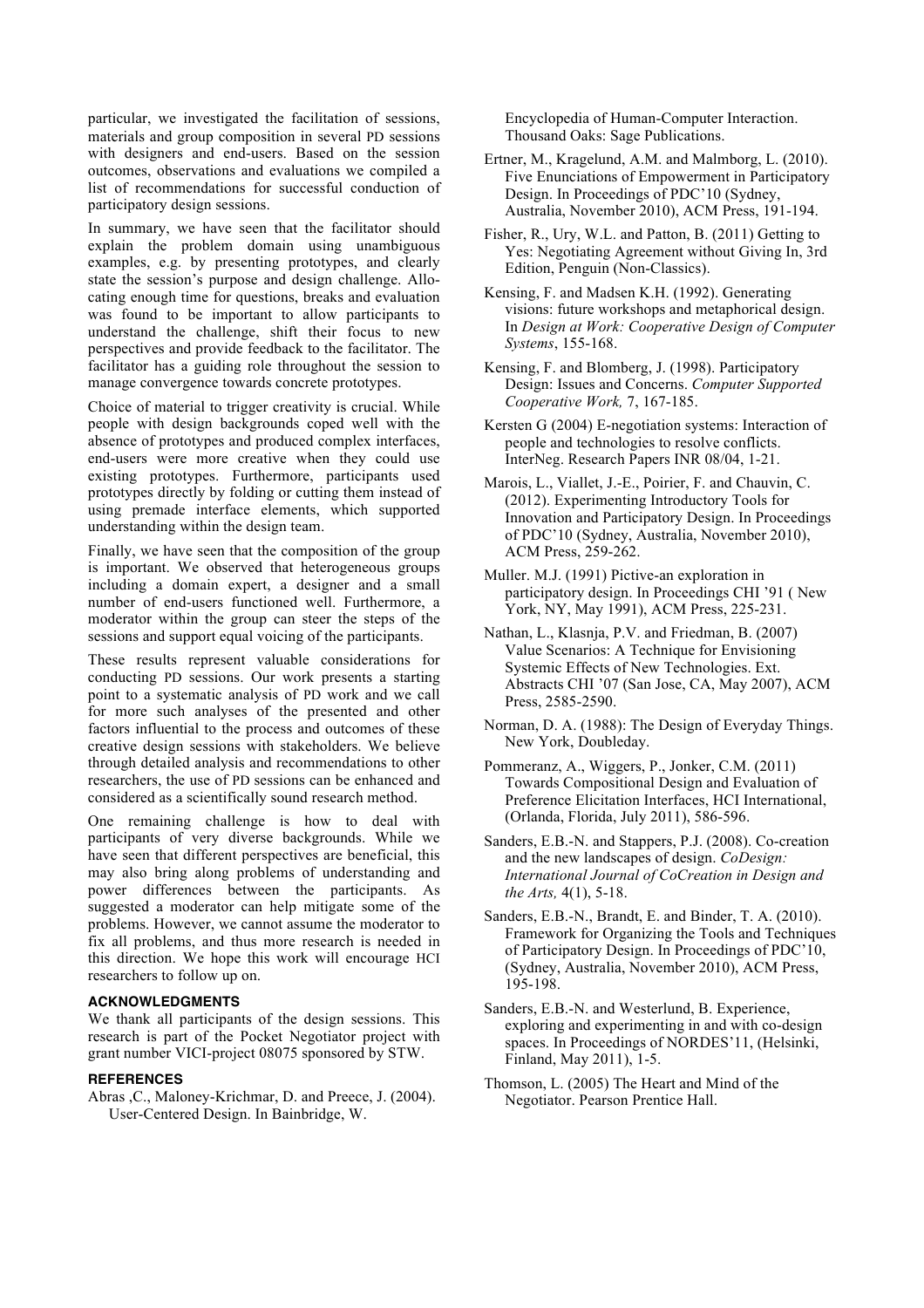particular, we investigated the facilitation of sessions, materials and group composition in several PD sessions with designers and end-users. Based on the session outcomes, observations and evaluations we compiled a list of recommendations for successful conduction of participatory design sessions.

In summary, we have seen that the facilitator should explain the problem domain using unambiguous examples, e.g. by presenting prototypes, and clearly state the session's purpose and design challenge. Allocating enough time for questions, breaks and evaluation was found to be important to allow participants to understand the challenge, shift their focus to new perspectives and provide feedback to the facilitator. The facilitator has a guiding role throughout the session to manage convergence towards concrete prototypes.

Choice of material to trigger creativity is crucial. While people with design backgrounds coped well with the absence of prototypes and produced complex interfaces, end-users were more creative when they could use existing prototypes. Furthermore, participants used prototypes directly by folding or cutting them instead of using premade interface elements, which supported understanding within the design team.

Finally, we have seen that the composition of the group is important. We observed that heterogeneous groups including a domain expert, a designer and a small number of end-users functioned well. Furthermore, a moderator within the group can steer the steps of the sessions and support equal voicing of the participants.

These results represent valuable considerations for conducting PD sessions. Our work presents a starting point to a systematic analysis of PD work and we call for more such analyses of the presented and other factors influential to the process and outcomes of these creative design sessions with stakeholders. We believe through detailed analysis and recommendations to other researchers, the use of PD sessions can be enhanced and considered as a scientifically sound research method.

One remaining challenge is how to deal with participants of very diverse backgrounds. While we have seen that different perspectives are beneficial, this may also bring along problems of understanding and power differences between the participants. As suggested a moderator can help mitigate some of the problems. However, we cannot assume the moderator to fix all problems, and thus more research is needed in this direction. We hope this work will encourage HCI researchers to follow up on.

## ACKNOWLEDGMENTS

We thank all participants of the design sessions. This research is part of the Pocket Negotiator project with grant number VICI-project 08075 sponsored by STW.

## REFERENCES

Abras ,C., Maloney-Krichmar, D. and Preece, J. (2004). User-Centered Design. In Bainbridge, W. Encyclopedia of Human-Computer Interaction. Thousand Oaks: Sage Publications.

Ertner, M., Kragelund, A.M. and Malmborg, L. (2010). Five Enunciations of Empowerment in Participatory Design. In Proceedings of PDC'10 (Sydney, Australia, November 2010), ACM Press, 191-194.

Fisher, R., Ury, W.L. and Patton, B. (2011) Getting to Yes: Negotiating Agreement without Giving In, 3rd Edition, Penguin (Non-Classics).

Kensing, F. and Madsen K.H. (1992). Generating visions: future workshops and metaphorical design. In *Design at Work: Cooperative Design of Computer Systems*, 155-168.

Kensing, F. and Blomberg, J. (1998). Participatory Design: Issues and Concerns. *Computer Supported Cooperative Work,* 7, 167-185.

Kersten G (2004) E-negotiation systems: Interaction of people and technologies to resolve conflicts. InterNeg. Research Papers INR 08/04, 1-21.

Marois, L., Viallet, J.-E., Poirier, F. and Chauvin, C. (2012). Experimenting Introductory Tools for Innovation and Participatory Design. In Proceedings of PDC'10 (Sydney, Australia, November 2010), ACM Press, 259-262.

Muller. M.J. (1991) Pictive-an exploration in participatory design. In Proceedings CHI '91 ( New York, NY, May 1991), ACM Press, 225-231.

Nathan, L., Klasnja, P.V. and Friedman, B. (2007) Value Scenarios: A Technique for Envisioning Systemic Effects of New Technologies. Ext. Abstracts CHI '07 (San Jose, CA, May 2007), ACM Press, 2585-2590.

Norman, D. A. (1988): The Design of Everyday Things. New York, Doubleday.

Pommeranz, A., Wiggers, P., Jonker, C.M. (2011) Towards Compositional Design and Evaluation of Preference Elicitation Interfaces, HCI International, (Orlanda, Florida, July 2011), 586-596.

Sanders, E.B.-N. and Stappers, P.J. (2008). Co-creation and the new landscapes of design. *CoDesign: International Journal of CoCreation in Design and the Arts,* 4(1), 5-18.

Sanders, E.B.-N., Brandt, E. and Binder, T. A. (2010). Framework for Organizing the Tools and Techniques of Participatory Design. In Proceedings of PDC'10, (Sydney, Australia, November 2010), ACM Press, 195-198.

Sanders, E.B.-N. and Westerlund, B. Experience, exploring and experimenting in and with co-design spaces. In Proceedings of NORDES'11, (Helsinki, Finland, May 2011), 1-5.

Thomson, L. (2005) The Heart and Mind of the Negotiator. Pearson Prentice Hall.